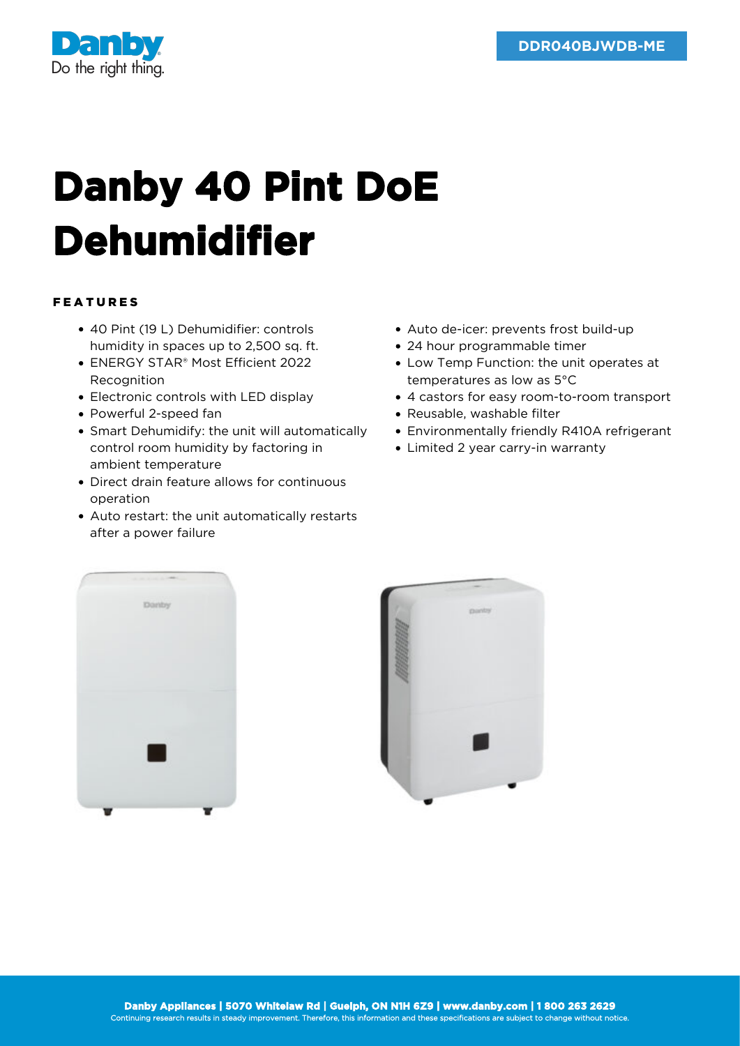Danby
Do the right thing.

DDR040BJWDB-ME

# Danby 40 Pint DoE Dehumidifier

## FEATURES

- 40 Pint (19 L) Dehumidifier: controls humidity in spaces up to 2,500 sq. ft.
- ENERGY STAR® Most Efficient 2022 Recognition
- Electronic controls with LED display
- Powerful 2-speed fan
- Smart Dehumidify: the unit will automatically control room humidity by factoring in ambient temperature
- Direct drain feature allows for continuous operation
- Auto restart: the unit automatically restarts after a power failure
- Auto de-icer: prevents frost build-up
- 24 hour programmable timer
- Low Temp Function: the unit operates at temperatures as low as 5°C
- 4 castors for easy room-to-room transport
- Reusable, washable filter
- Environmentally friendly R410A refrigerant
- Limited 2 year carry-in warranty

**Danby Appliances | 5070 Whitelaw Rd | Guelph, ON N1H 6Z9 | www.danby.com | 1 800 263 2629**
Continuing research results in steady improvement. Therefore, this information and these specifications are subject to change without notice.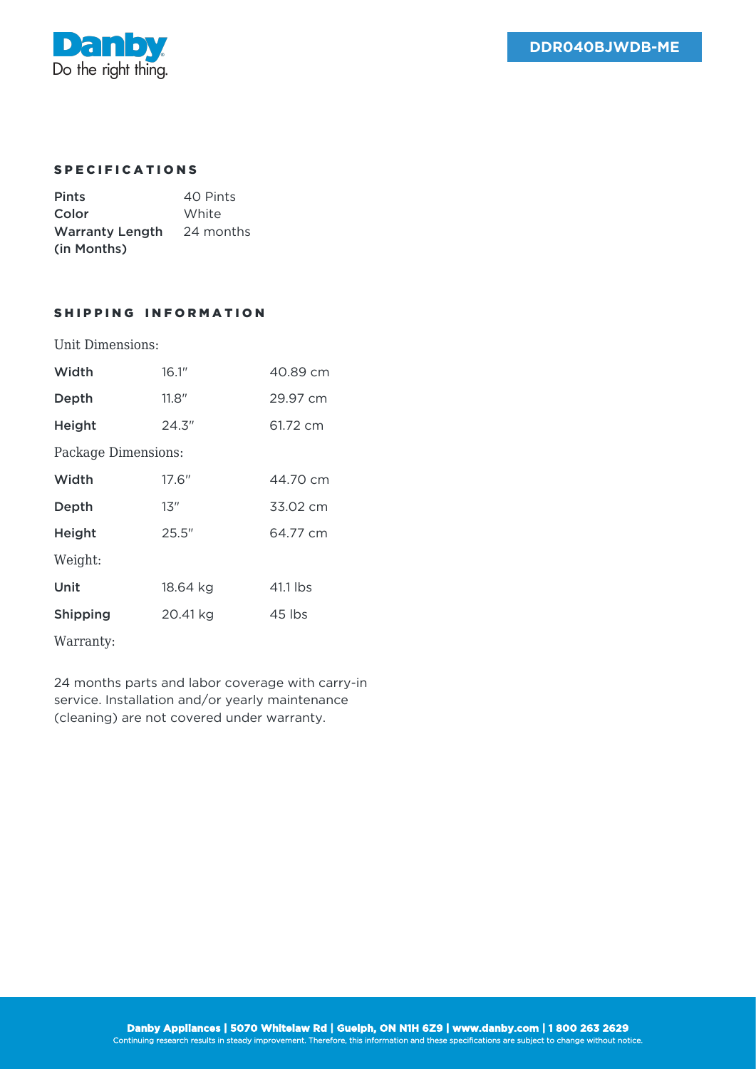DDR040BJWDB-ME

## SPECIFICATIONS

| | |
|---|---|
| Pints | 40 Pints |
| Color | White |
| Warranty Length (in Months) | 24 months |

## SHIPPING INFORMATION

Unit Dimensions:

| | | |
|---|---|---|
| Width | 16.1" | 40.89 cm |
| Depth | 11.8" | 29.97 cm |
| Height | 24.3" | 61.72 cm |

Package Dimensions:

| | | |
|---|---|---|
| Width | 17.6" | 44.70 cm |
| Depth | 13" | 33.02 cm |
| Height | 25.5" | 64.77 cm |

Weight:

| | | |
|---|---|---|
| Unit | 18.64 kg | 41.1 lbs |
| Shipping | 20.41 kg | 45 lbs |

Warranty:

24 months parts and labor coverage with carry-in service. Installation and/or yearly maintenance (cleaning) are not covered under warranty.

**Danby Appliances | 5070 Whitelaw Rd | Guelph, ON N1H 6Z9 | www.danby.com | 1 800 263 2629**
Continuing research results in steady improvement. Therefore, this information and these specifications are subject to change without notice.